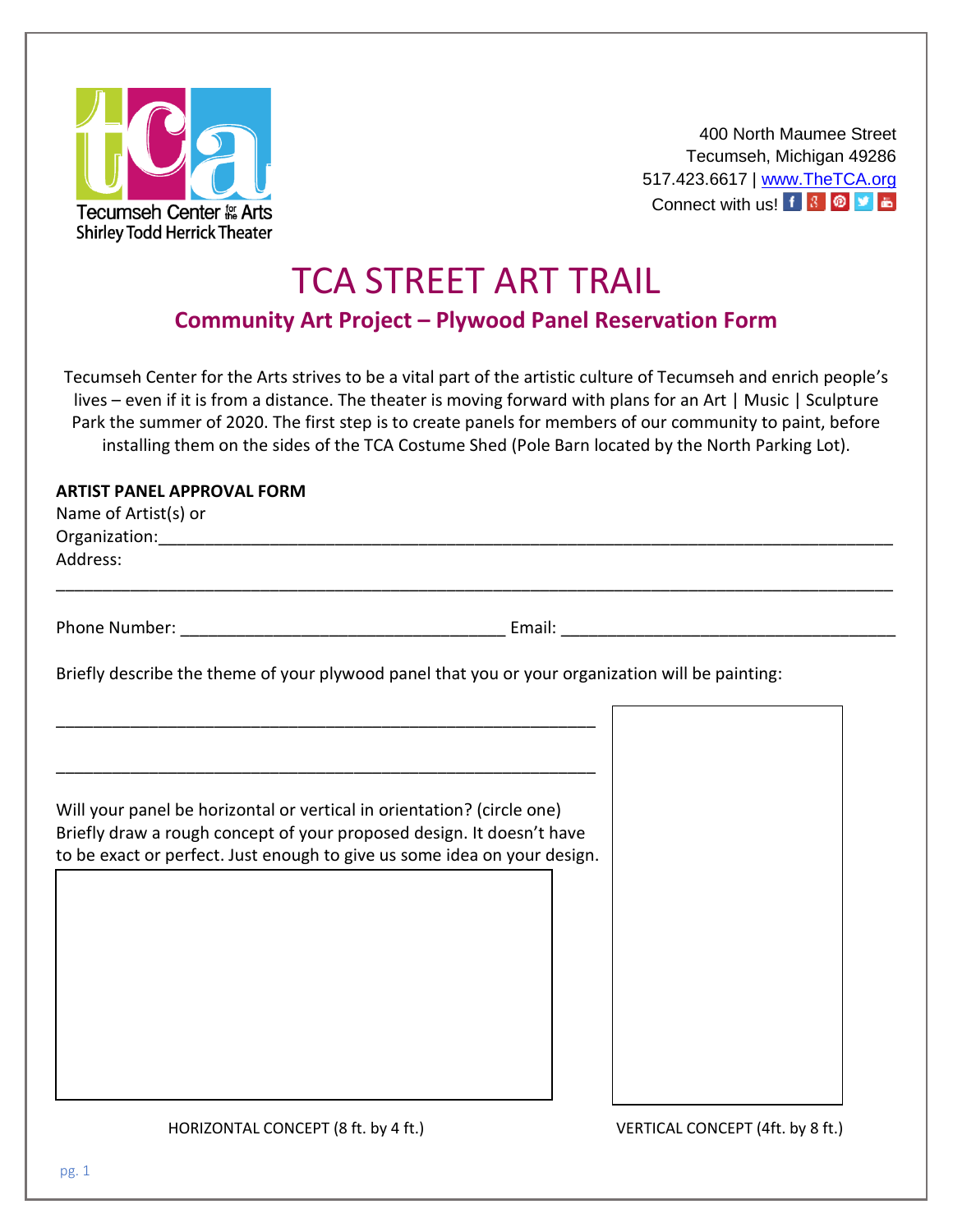Tecumseh Center for the Arts
Shirley Todd Herrick Theater

400 North Maumee Street
Tecumseh, Michigan 49286
517.423.6617 | www.TheTCA.org
Connect with us!

# TCA STREET ART TRAIL

## Community Art Project – Plywood Panel Reservation Form

Tecumseh Center for the Arts strives to be a vital part of the artistic culture of Tecumseh and enrich people's lives – even if it is from a distance. The theater is moving forward with plans for an Art | Music | Sculpture Park the summer of 2020. The first step is to create panels for members of our community to paint, before installing them on the sides of the TCA Costume Shed (Pole Barn located by the North Parking Lot).

**ARTIST PANEL APPROVAL FORM**

Name of Artist(s) or Organization:\_\_\_\_\_\_\_\_\_\_\_\_\_\_\_\_\_\_\_\_\_\_\_\_\_\_\_\_\_\_\_\_\_\_\_\_\_\_\_\_\_\_\_\_\_\_\_\_\_\_\_\_\_\_\_\_\_\_\_\_

Address:

\_\_\_\_\_\_\_\_\_\_\_\_\_\_\_\_\_\_\_\_\_\_\_\_\_\_\_\_\_\_\_\_\_\_\_\_\_\_\_\_\_\_\_\_\_\_\_\_\_\_\_\_\_\_\_\_\_\_\_\_\_\_\_\_\_\_\_\_\_\_\_\_\_\_\_\_

Phone Number: \_\_\_\_\_\_\_\_\_\_\_\_\_\_\_\_\_\_\_\_\_\_\_\_\_\_\_\_\_\_\_\_ Email: \_\_\_\_\_\_\_\_\_\_\_\_\_\_\_\_\_\_\_\_\_\_\_\_\_\_\_\_\_\_\_\_

Briefly describe the theme of your plywood panel that you or your organization will be painting:

\_\_\_\_\_\_\_\_\_\_\_\_\_\_\_\_\_\_\_\_\_\_\_\_\_\_\_\_\_\_\_\_\_\_\_\_\_\_\_\_\_\_\_\_\_\_\_\_\_\_\_\_\_\_\_\_

\_\_\_\_\_\_\_\_\_\_\_\_\_\_\_\_\_\_\_\_\_\_\_\_\_\_\_\_\_\_\_\_\_\_\_\_\_\_\_\_\_\_\_\_\_\_\_\_\_\_\_\_\_\_\_\_

Will your panel be horizontal or vertical in orientation? (circle one)
Briefly draw a rough concept of your proposed design. It doesn't have to be exact or perfect. Just enough to give us some idea on your design.

HORIZONTAL CONCEPT (8 ft. by 4 ft.)

VERTICAL CONCEPT (4ft. by 8 ft.)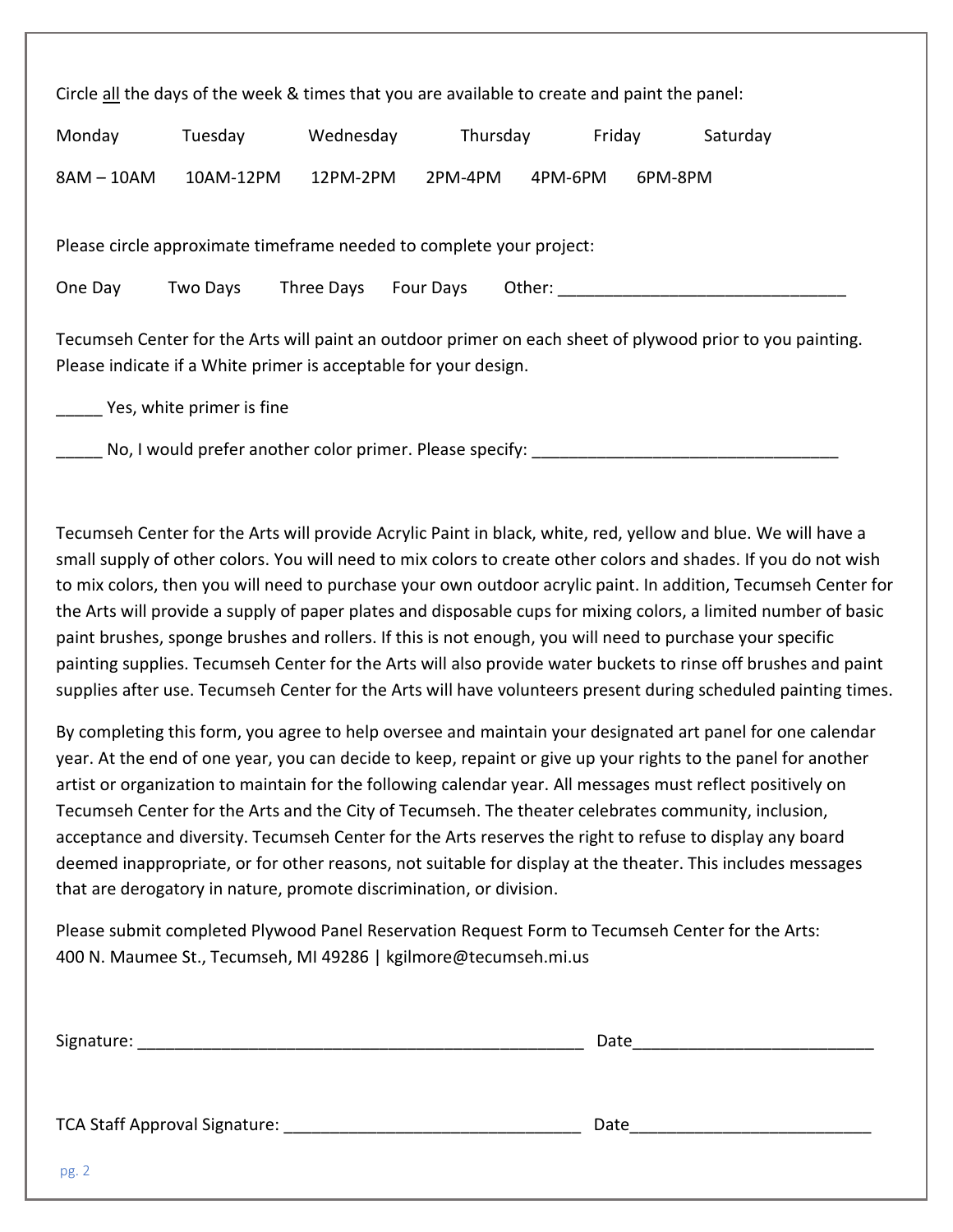Circle all the days of the week & times that you are available to create and paint the panel:

Monday Tuesday Wednesday Thursday Friday Saturday

8AM – 10AM 10AM-12PM 12PM-2PM 2PM-4PM 4PM-6PM 6PM-8PM

Please circle approximate timeframe needed to complete your project:

One Day Two Days Three Days Four Days Other: _______________________________

Tecumseh Center for the Arts will paint an outdoor primer on each sheet of plywood prior to you painting. Please indicate if a White primer is acceptable for your design.

_____ Yes, white primer is fine

_____ No, I would prefer another color primer. Please specify: _________________________________

Tecumseh Center for the Arts will provide Acrylic Paint in black, white, red, yellow and blue. We will have a small supply of other colors. You will need to mix colors to create other colors and shades. If you do not wish to mix colors, then you will need to purchase your own outdoor acrylic paint. In addition, Tecumseh Center for the Arts will provide a supply of paper plates and disposable cups for mixing colors, a limited number of basic paint brushes, sponge brushes and rollers. If this is not enough, you will need to purchase your specific painting supplies. Tecumseh Center for the Arts will also provide water buckets to rinse off brushes and paint supplies after use. Tecumseh Center for the Arts will have volunteers present during scheduled painting times.

By completing this form, you agree to help oversee and maintain your designated art panel for one calendar year. At the end of one year, you can decide to keep, repaint or give up your rights to the panel for another artist or organization to maintain for the following calendar year. All messages must reflect positively on Tecumseh Center for the Arts and the City of Tecumseh. The theater celebrates community, inclusion, acceptance and diversity. Tecumseh Center for the Arts reserves the right to refuse to display any board deemed inappropriate, or for other reasons, not suitable for display at the theater. This includes messages that are derogatory in nature, promote discrimination, or division.

Please submit completed Plywood Panel Reservation Request Form to Tecumseh Center for the Arts:
400 N. Maumee St., Tecumseh, MI 49286 | kgilmore@tecumseh.mi.us

Signature: __________________________________________________ Date__________________________

TCA Staff Approval Signature: ________________________________ Date__________________________